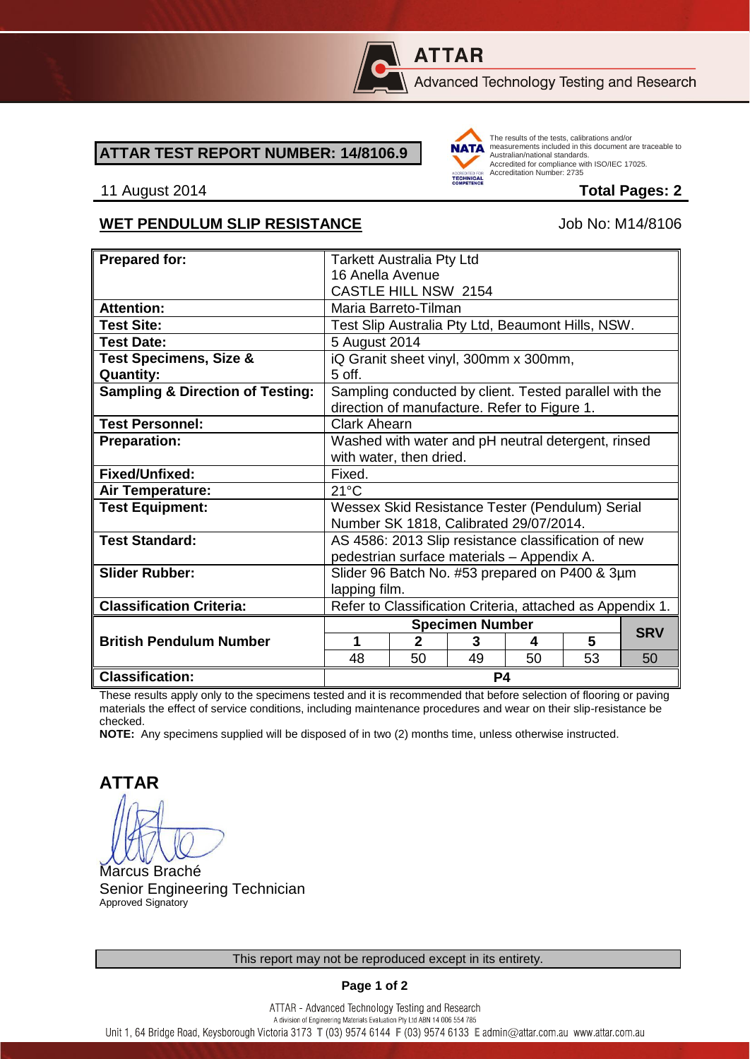**ATTAR**

Advanced Technology Testing and Research

**ATTAR TEST REPORT NUMBER: 14/8106.9**

The results of the tests, calibrations and/or measurements included in this document are traceable to Australian/national standards. Accredited for compliance with ISO/IEC 17025. Accreditation Number: 2735

11 August 2014 **Total Pages: 2**

**WET PENDULUM SLIP RESISTANCE** Job No: M14/8106

| **Prepared for:** | Tarkett Australia Pty Ltd<br>16 Anella Avenue<br>CASTLE HILL NSW 2154 | | | | | |
|---|---|---|---|---|---|---|
| **Attention:** | Maria Barreto-Tilman | | | | | |
| **Test Site:** | Test Slip Australia Pty Ltd, Beaumont Hills, NSW. | | | | | |
| **Test Date:** | 5 August 2014 | | | | | |
| **Test Specimens, Size & Quantity:** | iQ Granit sheet vinyl, 300mm x 300mm, 5 off. | | | | | |
| **Sampling & Direction of Testing:** | Sampling conducted by client. Tested parallel with the direction of manufacture. Refer to Figure 1. | | | | | |
| **Test Personnel:** | Clark Ahearn | | | | | |
| **Preparation:** | Washed with water and pH neutral detergent, rinsed with water, then dried. | | | | | |
| **Fixed/Unfixed:** | Fixed. | | | | | |
| **Air Temperature:** | 21°C | | | | | |
| **Test Equipment:** | Wessex Skid Resistance Tester (Pendulum) Serial Number SK 1818, Calibrated 29/07/2014. | | | | | |
| **Test Standard:** | AS 4586: 2013 Slip resistance classification of new pedestrian surface materials – Appendix A. | | | | | |
| **Slider Rubber:** | Slider 96 Batch No. #53 prepared on P400 & 3µm lapping film. | | | | | |
| **Classification Criteria:** | Refer to Classification Criteria, attached as Appendix 1. | | | | | |
| **British Pendulum Number** | **Specimen Number** | | | | | **SRV** |
| | **1** | **2** | **3** | **4** | **5** | |
| | 48 | 50 | 49 | 50 | 53 | 50 |
| **Classification:** | **P4** | | | | | |

These results apply only to the specimens tested and it is recommended that before selection of flooring or paving materials the effect of service conditions, including maintenance procedures and wear on their slip-resistance be checked.

**NOTE:** Any specimens supplied will be disposed of in two (2) months time, unless otherwise instructed.

**ATTAR**

Marcus Braché
Senior Engineering Technician
Approved Signatory

This report may not be reproduced except in its entirety.

ATTAR - Advanced Technology Testing and Research
A division of Engineering Materials Evaluation Pty Ltd ABN 14 006 554 785
Unit 1, 64 Bridge Road, Keysborough Victoria 3173 T (03) 9574 6144 F (03) 9574 6133 E admin@attar.com.au www.attar.com.au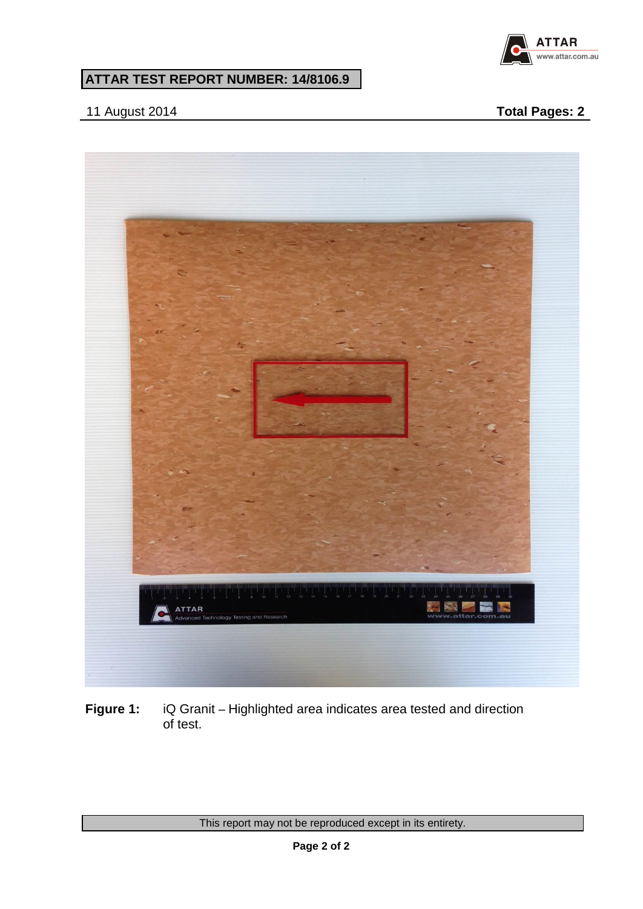**ATTAR TEST REPORT NUMBER: 14/8106.9**

11 August 2014 **Total Pages: 2**

**Figure 1:** iQ Granit – Highlighted area indicates area tested and direction of test.

This report may not be reproduced except in its entirety.